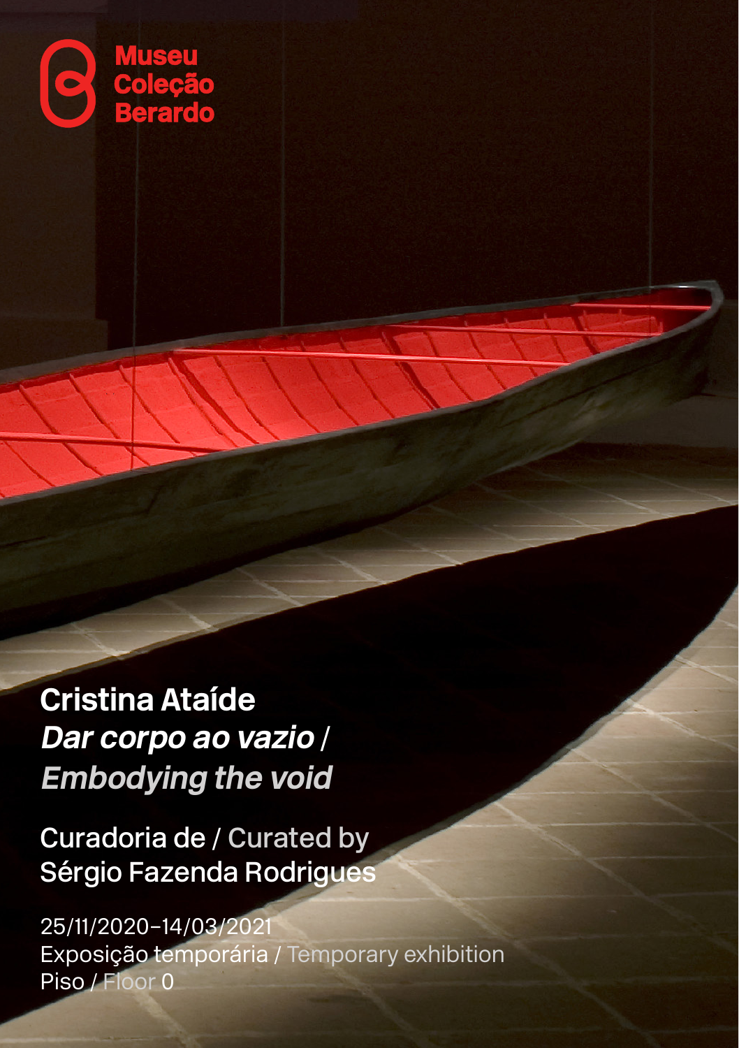Museu
Coleção
Berardo

# Cristina Ataíde

## *Dar corpo ao vazio* / *Embodying the void*

Curadoria de / Curated by
Sérgio Fazenda Rodrigues

25/11/2020–14/03/2021
Exposição temporária / Temporary exhibition
Piso / Floor 0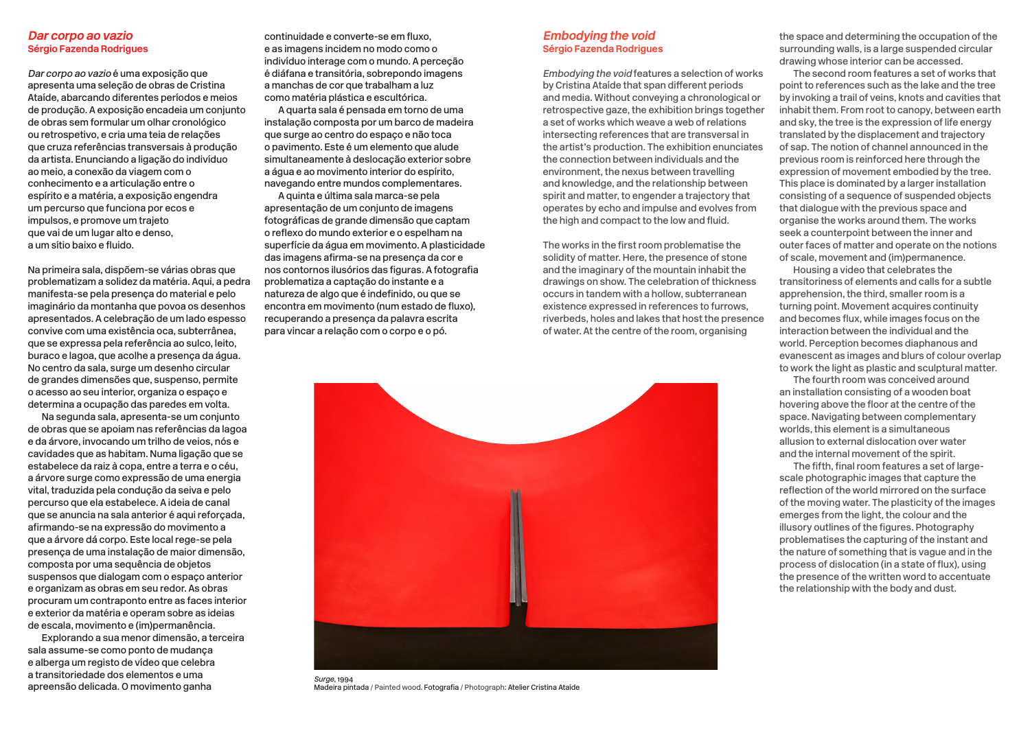## *Dar corpo ao vazio*
**Sérgio Fazenda Rodrigues**

*Dar corpo ao vazio* é uma exposição que apresenta uma seleção de obras de Cristina Ataíde, abarcando diferentes períodos e meios de produção. A exposição encadeia um conjunto de obras sem formular um olhar cronológico ou retrospetivo, e cria uma teia de relações que cruza referências transversais à produção da artista. Enunciando a ligação do indivíduo ao meio, a conexão da viagem com o conhecimento e a articulação entre o espírito e a matéria, a exposição engendra um percurso que funciona por ecos e impulsos, e promove um trajeto que vai de um lugar alto e denso, a um sítio baixo e fluido.

Na primeira sala, dispõem-se várias obras que problematizam a solidez da matéria. Aqui, a pedra manifesta-se pela presença do material e pelo imaginário da montanha que povoa os desenhos apresentados. A celebração de um lado espesso convive com uma existência oca, subterrânea, que se expressa pela referência ao sulco, leito, buraco e lagoa, que acolhe a presença da água. No centro da sala, surge um desenho circular de grandes dimensões que, suspenso, permite o acesso ao seu interior, organiza o espaço e determina a ocupação das paredes em volta.

Na segunda sala, apresenta-se um conjunto de obras que se apoiam nas referências da lagoa e da árvore, invocando um trilho de veios, nós e cavidades que as habitam. Numa ligação que se estabelece da raiz à copa, entre a terra e o céu, a árvore surge como expressão de uma energia vital, traduzida pela condução da seiva e pelo percurso que ela estabelece. A ideia de canal que se anuncia na sala anterior é aqui reforçada, afirmando-se na expressão do movimento a que a árvore dá corpo. Este local rege-se pela presença de uma instalação de maior dimensão, composta por uma sequência de objetos suspensos que dialogam com o espaço anterior e organizam as obras em seu redor. As obras procuram um contraponto entre as faces interior e exterior da matéria e operam sobre as ideias de escala, movimento e (im)permanência.

Explorando a sua menor dimensão, a terceira sala assume-se como ponto de mudança e alberga um registo de vídeo que celebra a transitoriedade dos elementos e uma apreensão delicada. O movimento ganha continuidade e converte-se em fluxo, e as imagens incidem no modo como o indivíduo interage com o mundo. A perceção é diáfana e transitória, sobrepondo imagens a manchas de cor que trabalham a luz como matéria plástica e escultórica.

A quarta sala é pensada em torno de uma instalação composta por um barco de madeira que surge ao centro do espaço e não toca o pavimento. Este é um elemento que alude simultaneamente à deslocação exterior sobre a água e ao movimento interior do espírito, navegando entre mundos complementares.

A quinta e última sala marca-se pela apresentação de um conjunto de imagens fotográficas de grande dimensão que captam o reflexo do mundo exterior e o espelham na superfície da água em movimento. A plasticidade das imagens afirma-se na presença da cor e nos contornos ilusórios das figuras. A fotografia problematiza a captação do instante e a natureza de algo que é indefinido, ou que se encontra em movimento (num estado de fluxo), recuperando a presença da palavra escrita para vincar a relação com o corpo e o pó.

## *Embodying the void*
**Sérgio Fazenda Rodrigues**

*Embodying the void* features a selection of works by Cristina Ataíde that span different periods and media. Without conveying a chronological or retrospective gaze, the exhibition brings together a set of works which weave a web of relations intersecting references that are transversal in the artist's production. The exhibition enunciates the connection between individuals and the environment, the nexus between travelling and knowledge, and the relationship between spirit and matter, to engender a trajectory that operates by echo and impulse and evolves from the high and compact to the low and fluid.

The works in the first room problematise the solidity of matter. Here, the presence of stone and the imaginary of the mountain inhabit the drawings on show. The celebration of thickness occurs in tandem with a hollow, subterranean existence expressed in references to furrows, riverbeds, holes and lakes that host the presence of water. At the centre of the room, organising the space and determining the occupation of the surrounding walls, is a large suspended circular drawing whose interior can be accessed.

The second room features a set of works that point to references such as the lake and the tree by invoking a trail of veins, knots and cavities that inhabit them. From root to canopy, between earth and sky, the tree is the expression of life energy translated by the displacement and trajectory of sap. The notion of channel announced in the previous room is reinforced here through the expression of movement embodied by the tree. This place is dominated by a larger installation consisting of a sequence of suspended objects that dialogue with the previous space and organise the works around them. The works seek a counterpoint between the inner and outer faces of matter and operate on the notions of scale, movement and (im)permanence.

Housing a video that celebrates the transitoriness of elements and calls for a subtle apprehension, the third, smaller room is a turning point. Movement acquires continuity and becomes flux, while images focus on the interaction between the individual and the world. Perception becomes diaphanous and evanescent as images and blurs of colour overlap to work the light as plastic and sculptural matter.

The fourth room was conceived around an installation consisting of a wooden boat hovering above the floor at the centre of the space. Navigating between complementary worlds, this element is a simultaneous allusion to external dislocation over water and the internal movement of the spirit.

The fifth, final room features a set of large-scale photographic images that capture the reflection of the world mirrored on the surface of the moving water. The plasticity of the images emerges from the light, the colour and the illusory outlines of the figures. Photography problematises the capturing of the instant and the nature of something that is vague and in the process of dislocation (in a state of flux), using the presence of the written word to accentuate the relationship with the body and dust.

*Surge*, 1994
Madeira pintada / Painted wood. Fotografia / Photograph: Atelier Cristina Ataíde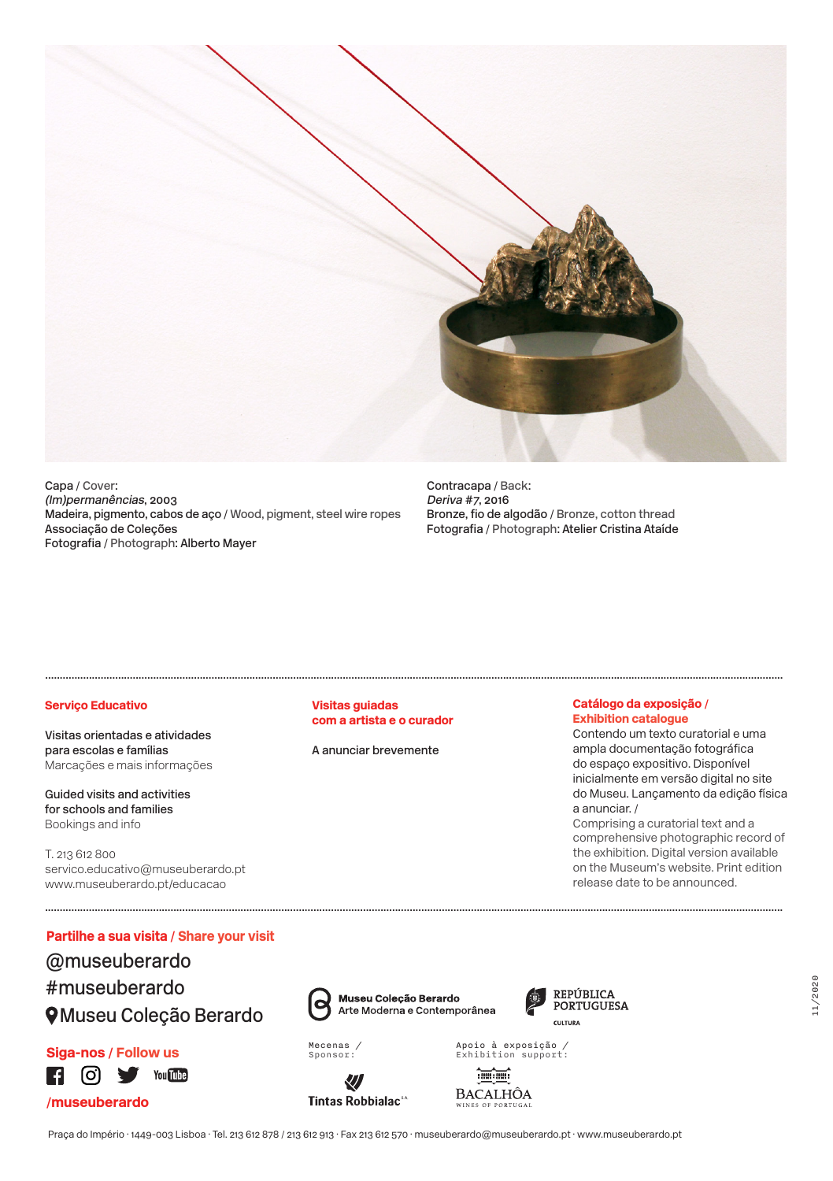Capa / Cover:
*(Im)permanências*, 2003
Madeira, pigmento, cabos de aço / Wood, pigment, steel wire ropes
Associação de Coleções
Fotografia / Photograph: Alberto Mayer

Contracapa / Back:
*Deriva #7*, 2016
Bronze, fio de algodão / Bronze, cotton thread
Fotografia / Photograph: Atelier Cristina Ataíde

**Serviço Educativo**

Visitas orientadas e atividades para escolas e famílias
Marcações e mais informações

Guided visits and activities for schools and families
Bookings and info

T. 213 612 800
servico.educativo@museuberardo.pt
www.museuberardo.pt/educacao

**Visitas guiadas com a artista e o curador**

A anunciar brevemente

**Catálogo da exposição / Exhibition catalogue**

Contendo um texto curatorial e uma ampla documentação fotográfica do espaço expositivo. Disponível inicialmente em versão digital no site do Museu. Lançamento da edição física a anunciar. /
Comprising a curatorial text and a comprehensive photographic record of the exhibition. Digital version available on the Museum's website. Print edition release date to be announced.

**Partilhe a sua visita / Share your visit**

@museuberardo
#museuberardo
Museu Coleção Berardo

**Siga-nos / Follow us**

/museuberardo

Museu Coleção Berardo
Arte Moderna e Contemporânea

República Portuguesa
Cultura

Mecenas / Sponsor:
Tintas Robbialac

Apoio à exposição / Exhibition support:
Bacalhôa Wines of Portugal

11/2020

Praça do Império · 1449-003 Lisboa · Tel. 213 612 878 / 213 612 913 · Fax 213 612 570 · museuberardo@museuberardo.pt · www.museuberardo.pt